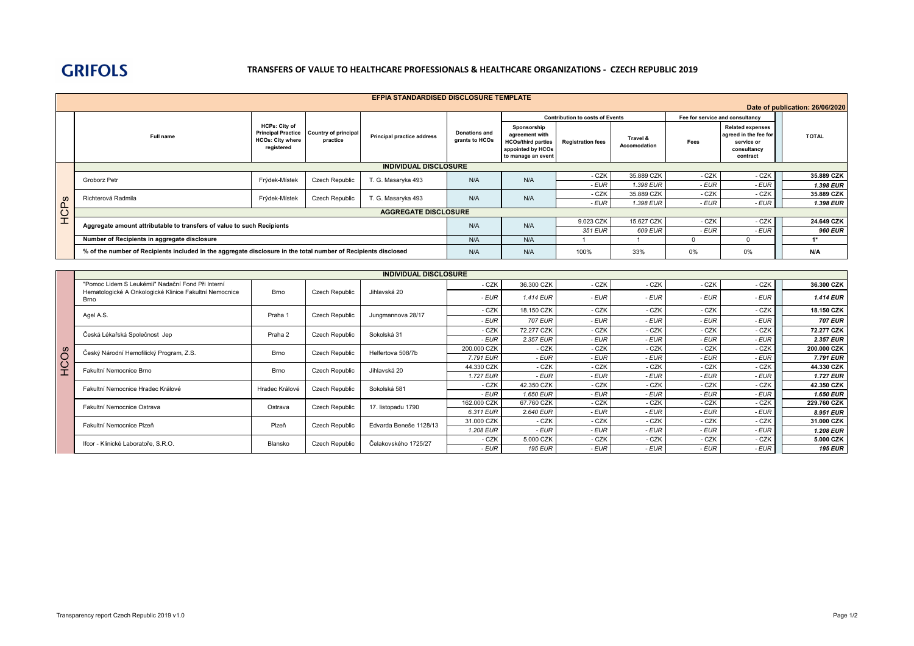# TRANSFERS OF VALUE TO HEALTHCARE PROFESSIONALS & HEALTHCARE ORGANIZATIONS - CZECH REPUBLIC 2019

GRIFOLS

## EFPIA STANDARDISED DISCLOSURE TEMPLATE

Date of publication: 26/06/2020

| | Full name | HCPs: City of Principal Practice HCOs: City where registered | Country of principal practice | Principal practice address | Donations and grants to HCOs | Contribution to costs of Events | | | Fee for service and consultancy | | TOTAL |
|---|---|---|---|---|---|---|---|---|---|---|---|
| | | | | | | Sponsorship agreement with HCOs/third parties appointed by HCOs to manage an event | Registration fees | Travel & Accomodation | Fees | Related expenses agreed in the fee for service or consultancy contract | |
| HCPs | **INDIVIDUAL DISCLOSURE** | | | | | | | | | | |
| | Groborz Petr | Frýdek-Místek | Czech Republic | T. G. Masaryka 493 | N/A | N/A | - CZK | 35.889 CZK | - CZK | - CZK | **35.889 CZK** |
| | | | | | | | *- EUR* | *1.398 EUR* | *- EUR* | *- EUR* | ***1.398 EUR*** |
| | Richterová Radmila | Frýdek-Místek | Czech Republic | T. G. Masaryka 493 | N/A | N/A | - CZK | 35.889 CZK | - CZK | - CZK | **35.889 CZK** |
| | | | | | | | *- EUR* | *1.398 EUR* | *- EUR* | *- EUR* | ***1.398 EUR*** |
| | **AGGREGATE DISCLOSURE** | | | | | | | | | | |
| | Aggregate amount attributable to transfers of value to such Recipients | | | | N/A | N/A | 9.023 CZK | 15.627 CZK | - CZK | - CZK | **24.649 CZK** |
| | | | | | | | *351 EUR* | *609 EUR* | *- EUR* | *- EUR* | ***960 EUR*** |
| | Number of Recipients in aggregate disclosure | | | | N/A | N/A | 1 | 1 | 0 | 0 | 1* |
| | % of the number of Recipients included in the aggregate disclosure in the total number of Recipients disclosed | | | | N/A | N/A | 100% | 33% | 0% | 0% | N/A |

| | Full name | HCPs: City of Principal Practice HCOs: City where registered | Country of principal practice | Principal practice address | Donations and grants to HCOs | Sponsorship agreement with HCOs/third parties appointed by HCOs to manage an event | Registration fees | Travel & Accomodation | Fees | Related expenses agreed in the fee for service or consultancy contract | TOTAL |
|---|---|---|---|---|---|---|---|---|---|---|---|
| HCOs | **INDIVIDUAL DISCLOSURE** | | | | | | | | | | |
| | "Pomoc Lidem S Leukémií" Nadační Fond Při Interní Hematologické A Onkologické Klinice Fakultní Nemocnice Brno | Brno | Czech Republic | Jihlavská 20 | - CZK | 36.300 CZK | - CZK | - CZK | - CZK | - CZK | **36.300 CZK** |
| | | | | | *- EUR* | *1.414 EUR* | *- EUR* | *- EUR* | *- EUR* | *- EUR* | ***1.414 EUR*** |
| | Agel A.S. | Praha 1 | Czech Republic | Jungmannova 28/17 | - CZK | 18.150 CZK | - CZK | - CZK | - CZK | - CZK | **18.150 CZK** |
| | | | | | *- EUR* | *707 EUR* | *- EUR* | *- EUR* | *- EUR* | *- EUR* | ***707 EUR*** |
| | Česká Lékařská Společnost Jep | Praha 2 | Czech Republic | Sokolská 31 | - CZK | 72.277 CZK | - CZK | - CZK | - CZK | - CZK | **72.277 CZK** |
| | | | | | *- EUR* | *2.357 EUR* | *- EUR* | *- EUR* | *- EUR* | *- EUR* | ***2.357 EUR*** |
| | Český Národní Hemofilický Program, Z.S. | Brno | Czech Republic | Helfertova 508/7b | 200.000 CZK | - CZK | - CZK | - CZK | - CZK | - CZK | **200.000 CZK** |
| | | | | | *7.791 EUR* | *- EUR* | *- EUR* | *- EUR* | *- EUR* | *- EUR* | ***7.791 EUR*** |
| | Fakultní Nemocnice Brno | Brno | Czech Republic | Jihlavská 20 | 44.330 CZK | - CZK | - CZK | - CZK | - CZK | - CZK | **44.330 CZK** |
| | | | | | *1.727 EUR* | *- EUR* | *- EUR* | *- EUR* | *- EUR* | *- EUR* | ***1.727 EUR*** |
| | Fakultní Nemocnice Hradec Králové | Hradec Králové | Czech Republic | Sokolská 581 | - CZK | 42.350 CZK | - CZK | - CZK | - CZK | - CZK | **42.350 CZK** |
| | | | | | *- EUR* | *1.650 EUR* | *- EUR* | *- EUR* | *- EUR* | *- EUR* | ***1.650 EUR*** |
| | Fakultní Nemocnice Ostrava | Ostrava | Czech Republic | 17. listopadu 1790 | 162.000 CZK | 67.760 CZK | - CZK | - CZK | - CZK | - CZK | **229.760 CZK** |
| | | | | | *6.311 EUR* | *2.640 EUR* | *- EUR* | *- EUR* | *- EUR* | *- EUR* | ***8.951 EUR*** |
| | Fakultní Nemocnice Plzeň | Plzeň | Czech Republic | Edvarda Beneše 1128/13 | 31.000 CZK | - CZK | - CZK | - CZK | - CZK | - CZK | **31.000 CZK** |
| | | | | | *1.208 EUR* | *- EUR* | *- EUR* | *- EUR* | *- EUR* | *- EUR* | ***1.208 EUR*** |
| | Ifcor - Klinické Laboratoře, S.R.O. | Blansko | Czech Republic | Čelakovského 1725/27 | - CZK | 5.000 CZK | - CZK | - CZK | - CZK | - CZK | **5.000 CZK** |
| | | | | | *- EUR* | *195 EUR* | *- EUR* | *- EUR* | *- EUR* | *- EUR* | ***195 EUR*** |

Transparency report Czech Republic 2019 v1.0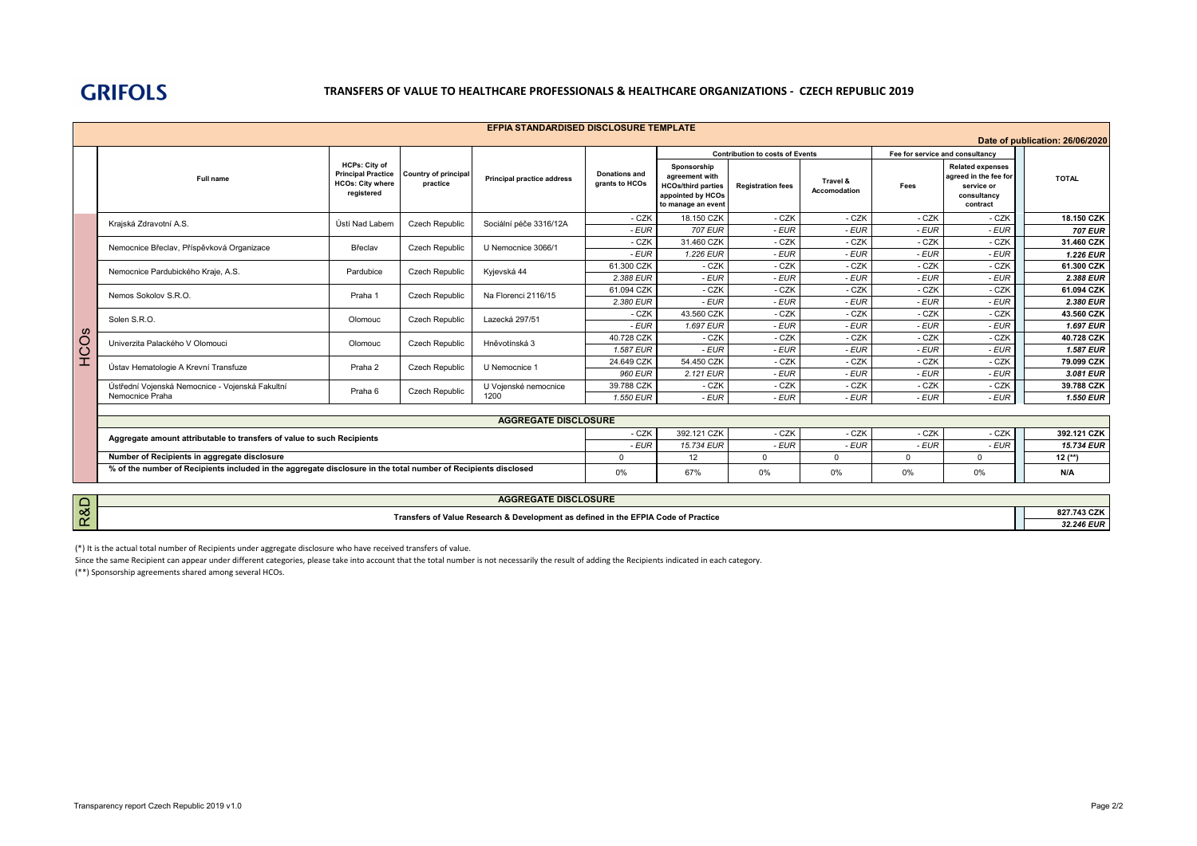**GRIFOLS**

# TRANSFERS OF VALUE TO HEALTHCARE PROFESSIONALS & HEALTHCARE ORGANIZATIONS - CZECH REPUBLIC 2019

## EFPIA STANDARDISED DISCLOSURE TEMPLATE

Date of publication: 26/06/2020

| | Full name | HCPs: City of Principal Practice HCOs: City where registered | Country of principal practice | Principal practice address | Donations and grants to HCOs | Contribution to costs of Events | | | Fee for service and consultancy | | TOTAL |
|---|---|---|---|---|---|---|---|---|---|---|---|
| | | | | | | Sponsorship agreement with HCOs/third parties appointed by HCOs to manage an event | Registration fees | Travel & Accomodation | Fees | Related expenses agreed in the fee for service or consultancy contract | |
| HCOs | Krajská Zdravotní A.S. | Ústí Nad Labem | Czech Republic | Sociální péče 3316/12A | - CZK | 18.150 CZK | - CZK | - CZK | - CZK | - CZK | **18.150 CZK** |
| | | | | | *- EUR* | *707 EUR* | *- EUR* | *- EUR* | *- EUR* | *- EUR* | ***707 EUR*** |
| | Nemocnice Břeclav, Příspěvková Organizace | Břeclav | Czech Republic | U Nemocnice 3066/1 | - CZK | 31.460 CZK | - CZK | - CZK | - CZK | - CZK | **31.460 CZK** |
| | | | | | *- EUR* | *1.226 EUR* | *- EUR* | *- EUR* | *- EUR* | *- EUR* | ***1.226 EUR*** |
| | Nemocnice Pardubického Kraje, A.S. | Pardubice | Czech Republic | Kyjevská 44 | 61.300 CZK | - CZK | - CZK | - CZK | - CZK | - CZK | **61.300 CZK** |
| | | | | | *2.388 EUR* | *- EUR* | *- EUR* | *- EUR* | *- EUR* | *- EUR* | ***2.388 EUR*** |
| | Nemos Sokolov S.R.O. | Praha 1 | Czech Republic | Na Florenci 2116/15 | 61.094 CZK | - CZK | - CZK | - CZK | - CZK | - CZK | **61.094 CZK** |
| | | | | | *2.380 EUR* | *- EUR* | *- EUR* | *- EUR* | *- EUR* | *- EUR* | ***2.380 EUR*** |
| | Solen S.R.O. | Olomouc | Czech Republic | Lazecká 297/51 | - CZK | 43.560 CZK | - CZK | - CZK | - CZK | - CZK | **43.560 CZK** |
| | | | | | *- EUR* | *1.697 EUR* | *- EUR* | *- EUR* | *- EUR* | *- EUR* | ***1.697 EUR*** |
| | Univerzita Palackého V Olomouci | Olomouc | Czech Republic | Hněvotínská 3 | 40.728 CZK | - CZK | - CZK | - CZK | - CZK | - CZK | **40.728 CZK** |
| | | | | | *1.587 EUR* | *- EUR* | *- EUR* | *- EUR* | *- EUR* | *- EUR* | ***1.587 EUR*** |
| | Ústav Hematologie A Krevní Transfuze | Praha 2 | Czech Republic | U Nemocnice 1 | 24.649 CZK | 54.450 CZK | - CZK | - CZK | - CZK | - CZK | **79.099 CZK** |
| | | | | | *960 EUR* | *2.121 EUR* | *- EUR* | *- EUR* | *- EUR* | *- EUR* | ***3.081 EUR*** |
| | Ústřední Vojenská Nemocnice - Vojenská Fakultní Nemocnice Praha | Praha 6 | Czech Republic | U Vojenské nemocnice 1200 | 39.788 CZK | - CZK | - CZK | - CZK | - CZK | - CZK | **39.788 CZK** |
| | | | | | *1.550 EUR* | *- EUR* | *- EUR* | *- EUR* | *- EUR* | *- EUR* | ***1.550 EUR*** |
| | **AGGREGATE DISCLOSURE** | | | | | | | | | | |
| | **Aggregate amount attributable to transfers of value to such Recipients** | | | | - CZK | 392.121 CZK | - CZK | - CZK | - CZK | - CZK | **392.121 CZK** |
| | | | | | *- EUR* | *15.734 EUR* | *- EUR* | *- EUR* | *- EUR* | *- EUR* | ***15.734 EUR*** |
| | **Number of Recipients in aggregate disclosure** | | | | 0 | 12 | 0 | 0 | 0 | 0 | **12 (**)** |
| | **% of the number of Recipients included in the aggregate disclosure in the total number of Recipients disclosed** | | | | 0% | 67% | 0% | 0% | 0% | 0% | **N/A** |

| | AGGREGATE DISCLOSURE | TOTAL |
|---|---|---|
| R&D | **Transfers of Value Research & Development as defined in the EFPIA Code of Practice** | **827.743 CZK** |
| | | ***32.246 EUR*** |

(*) It is the actual total number of Recipients under aggregate disclosure who have received transfers of value.

Since the same Recipient can appear under different categories, please take into account that the total number is not necessarily the result of adding the Recipients indicated in each category.

(**) Sponsorship agreements shared among several HCOs.